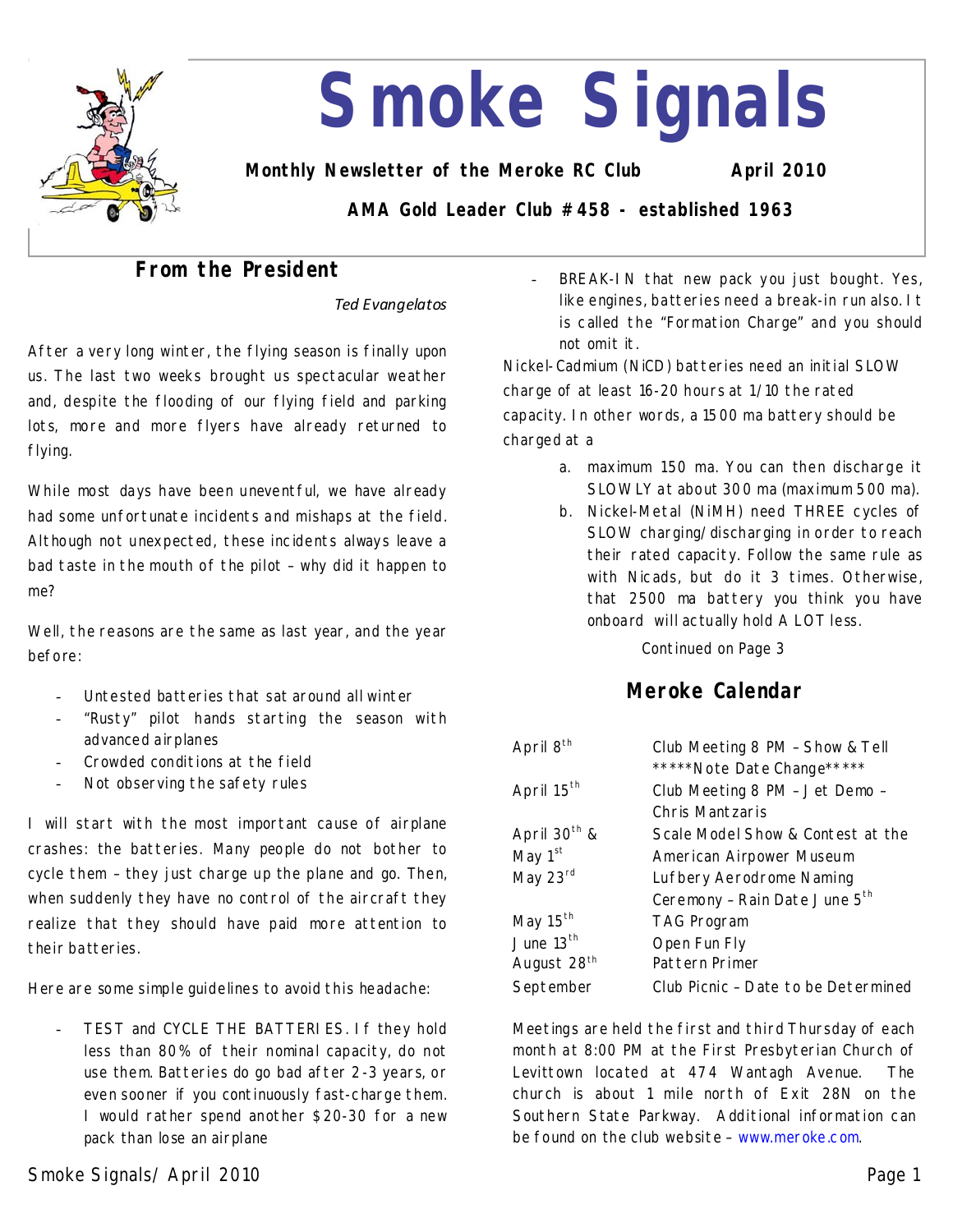# Smoke Signals

**Monthly Newsletter of the Meroke RC Club April 2010**

**AMA Gold Leader Club #458 - established 1963**

## From the President

*Ted Evangelatos*

After a very long winter, the flying season is finally upon us. The last two weeks brought us spectacular weather and, despite the flooding of our flying field and parking lots, more and more flyers have already returned to flying.

While most days have been uneventful, we have already had some unfortunate incidents and mishaps at the field. Although not unexpected, these incidents always leave a bad taste in the mouth of the pilot – why did it happen to me?

Well, the reasons are the same as last year, and the year before:

- Untested batteries that sat around all winter
- "Rusty" pilot hands starting the season with advanced airplanes
- Crowded conditions at the field
- Not observing the safety rules

I will start with the most important cause of airplane crashes: the batteries. Many people do not bother to cycle them – they just charge up the plane and go. Then, when suddenly they have no control of the aircraft they realize that they should have paid more attention to their batteries.

Here are some simple guidelines to avoid this headache:

- TEST and CYCLE THE BATTERIES. If they hold less than 80% of their nominal capacity, do not use them. Batteries do go bad after 2-3 years, or even sooner if you continuously fast-charge them. I would rather spend another $20-30 for a new pack than lose an airplane
- BREAK-IN that new pack you just bought. Yes, like engines, batteries need a break-in run also. It is called the "Formation Charge" and you should not omit it.

Nickel-Cadmium (NiCD) batteries need an initial SLOW charge of at least 16-20 hours at 1/10 the rated capacity. In other words, a 1500 ma battery should be charged at a

a. maximum 150 ma. You can then discharge it SLOWLY at about 300 ma (maximum 500 ma).
b. Nickel-Metal (NiMH) need THREE cycles of SLOW charging/discharging in order to reach their rated capacity. Follow the same rule as with Nicads, but do it 3 times. Otherwise, that 2500 ma battery you think you have onboard will actually hold A LOT less.

Continued on Page 3

## Meroke Calendar

| | |
|---|---|
| April 8th | Club Meeting 8 PM – Show & Tell *****Note Date Change***** |
| April 15th | Club Meeting 8 PM – Jet Demo – Chris Mantzaris |
| April 30th & May 1st | Scale Model Show & Contest at the American Airpower Museum |
| May 23rd | Lufbery Aerodrome Naming Ceremony – Rain Date June 5th |
| May 15th | TAG Program |
| June 13th | Open Fun Fly |
| August 28th | Pattern Primer |
| September | Club Picnic – Date to be Determined |

Meetings are held the first and third Thursday of each month at 8:00 PM at the First Presbyterian Church of Levittown located at 474 Wantagh Avenue. The church is about 1 mile north of Exit 28N on the Southern State Parkway. Additional information can be found on the club website – www.meroke.com.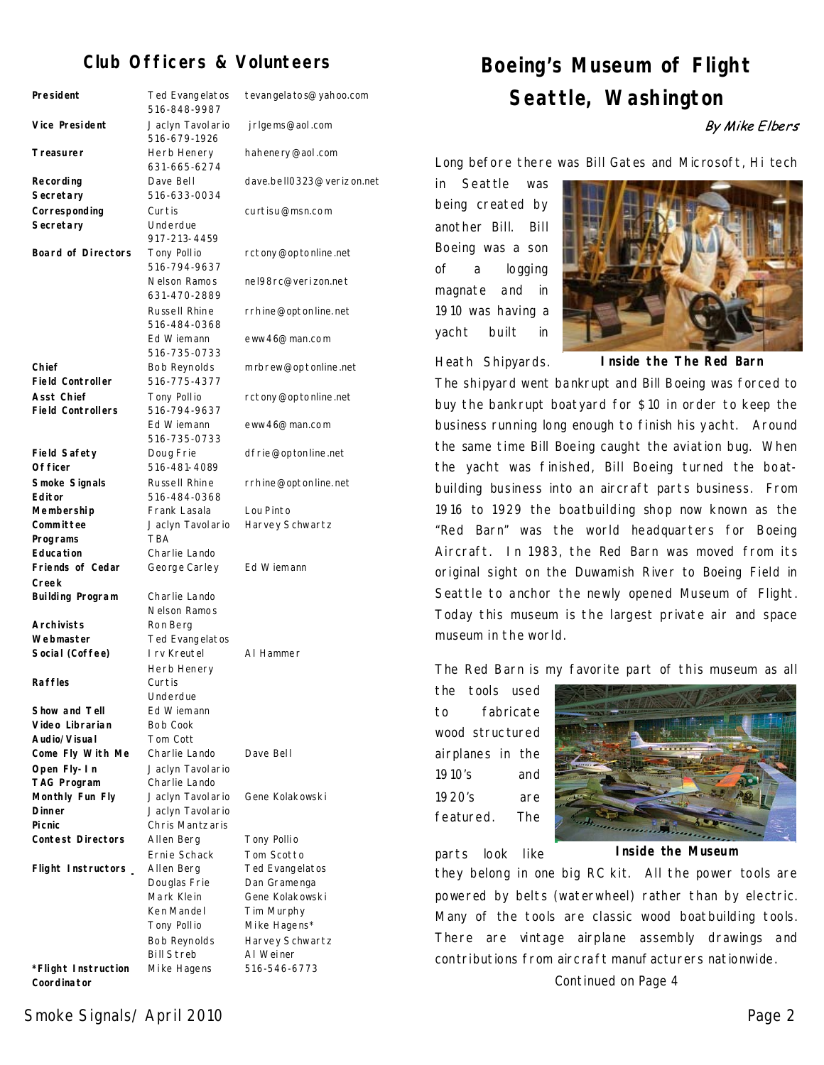## Club Officers & Volunteers

| | | |
|---|---|---|
| **President** | Ted Evangelatos 516-848-9987 | tevangelatos@yahoo.com |
| **Vice President** | Jaclyn Tavolario 516-679-1926 | jrlgems@aol.com |
| **Treasurer** | Herb Henery 631-665-6274 | hahenery@aol.com |
| **Recording Secretary** | Dave Bell 516-633-0034 | dave.bell0323@verizon.net |
| **Corresponding Secretary** | Curtis Underdue 917-213-4459 | curtisu@msn.com |
| **Board of Directors** | Tony Pollio 516-794-9637 | rctony@optonline.net |
| | Nelson Ramos 631-470-2889 | nel98rc@verizon.net |
| | Russell Rhine 516-484-0368 | rrhine@optonline.net |
| | Ed Wiemann 516-735-0733 | eww46@man.com |
| **Chief Field Controller** | Bob Reynolds 516-775-4377 | mrbrew@optonline.net |
| **Asst Chief Field Controllers** | Tony Pollio 516-794-9637 | rctony@optonline.net |
| | Ed Wiemann 516-735-0733 | eww46@man.com |
| **Field Safety Officer** | Doug Frie 516-481-4089 | dfrie@optonline.net |
| **Smoke Signals Editor** | Russell Rhine 516-484-0368 | rrhine@optonline.net |
| **Membership Committee** | Frank Lasala | Lou Pinto |
| | Jaclyn Tavolario | Harvey Schwartz |
| **Programs** | TBA | |
| **Education** | Charlie Lando | |
| **Friends of Cedar Creek** | George Carley | Ed Wiemann |
| **Building Program** | Charlie Lando | |
| | Nelson Ramos | |
| **Archivists** | Ron Berg | |
| **Webmaster** | Ted Evangelatos | |
| **Social (Coffee)** | Irv Kreutel | Al Hammer |
| | Herb Henery | |
| **Raffles** | Curtis Underdue | |
| **Show and Tell** | Ed Wiemann | |
| **Video Librarian** | Bob Cook | |
| **Audio/Visual** | Tom Cott | |
| **Come Fly With Me** | Charlie Lando | Dave Bell |
| **Open Fly-In** | Jaclyn Tavolario | |
| **TAG Program** | Charlie Lando | |
| **Monthly Fun Fly** | Jaclyn Tavolario | Gene Kolakowski |
| **Dinner** | Jaclyn Tavolario | |
| **Picnic** | Chris Mantzaris | |
| **Contest Directors** | Allen Berg | Tony Pollio |
| | Ernie Schack | Tom Scotto |
| **Flight Instructors** | Allen Berg | Ted Evangelatos |
| | Douglas Frie | Dan Gramenga |
| | Mark Klein | Gene Kolakowski |
| | Ken Mandel | Tim Murphy |
| | Tony Pollio | Mike Hagens* |
| | Bob Reynolds | Harvey Schwartz |
| | Bill Streb | Al Weiner |
| ***Flight Instruction Coordinator** | Mike Hagens | 516-546-6773 |

# Boeing's Museum of Flight Seattle, Washington

*By Mike Elbers*

Long before there was Bill Gates and Microsoft, Hi tech in Seattle was being created by another Bill. Bill Boeing was a son of a logging magnate and in 1910 was having a yacht built in Heath Shipyards. The shipyard went bankrupt and Bill Boeing was forced to buy the bankrupt boatyard for $10 in order to keep the business running long enough to finish his yacht. Around the same time Bill Boeing caught the aviation bug. When the yacht was finished, Bill Boeing turned the boat-building business into an aircraft parts business. From 1916 to 1929 the boatbuilding shop now known as the "Red Barn" was the world headquarters for Boeing Aircraft. In 1983, the Red Barn was moved from its original sight on the Duwamish River to Boeing Field in Seattle to anchor the newly opened Museum of Flight. Today this museum is the largest private air and space museum in the world.

**Inside the The Red Barn**

The Red Barn is my favorite part of this museum as all the tools used to fabricate wood structured airplanes in the 1910's and 1920's are featured. The parts look like they belong in one big RC kit. All the power tools are powered by belts (waterwheel) rather than by electric. Many of the tools are classic wood boatbuilding tools. There are vintage airplane assembly drawings and contributions from aircraft manufacturers nationwide.

**Inside the Museum**

Continued on Page 4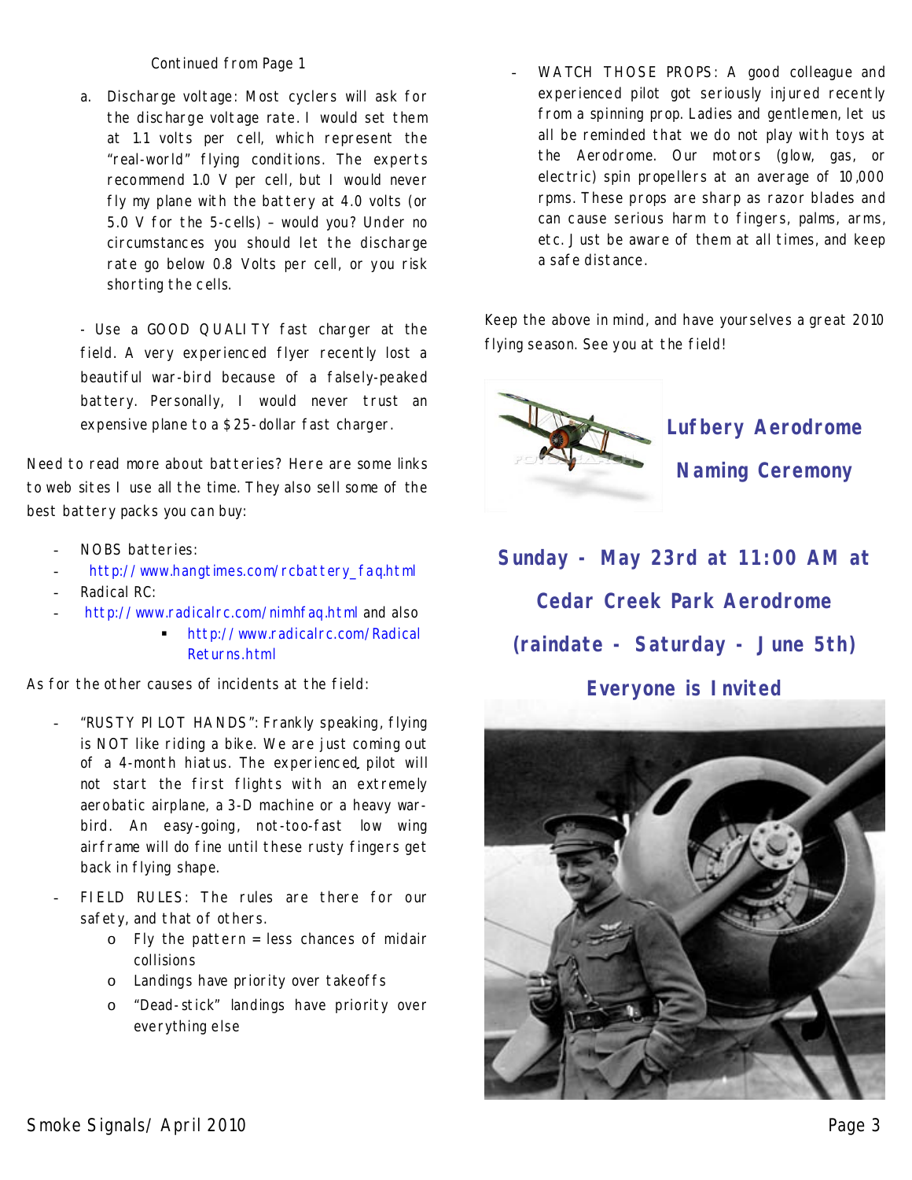Continued from Page 1

a. Discharge voltage: Most cyclers will ask for the discharge voltage rate. I would set them at 1.1 volts per cell, which represent the "real-world" flying conditions. The experts recommend 1.0 V per cell, but I would never fly my plane with the battery at 4.0 volts (or 5.0 V for the 5-cells) – would you? Under no circumstances you should let the discharge rate go below 0.8 Volts per cell, or you risk shorting the cells.

- Use a GOOD QUALITY fast charger at the field. A very experienced flyer recently lost a beautiful war-bird because of a falsely-peaked battery. Personally, I would never trust an expensive plane to a $25-dollar fast charger.

Need to read more about batteries? Here are some links to web sites I use all the time. They also sell some of the best battery packs you can buy:

- NOBS batteries:
- http://www.hangtimes.com/rcbattery_faq.html
- Radical RC:
- http://www.radicalrc.com/nimhfaq.html and also
  - http://www.radicalrc.com/RadicalReturns.html

As for the other causes of incidents at the field:

- "RUSTY PILOT HANDS": Frankly speaking, flying is NOT like riding a bike. We are just coming out of a 4-month hiatus. The experienced pilot will not start the first flights with an extremely aerobatic airplane, a 3-D machine or a heavy war-bird. An easy-going, not-too-fast low wing airframe will do fine until these rusty fingers get back in flying shape.
- FIELD RULES: The rules are there for our safety, and that of others.
  - Fly the pattern = less chances of midair collisions
  - Landings have priority over takeoffs
  - "Dead-stick" landings have priority over everything else
- WATCH THOSE PROPS: A good colleague and experienced pilot got seriously injured recently from a spinning prop. Ladies and gentlemen, let us all be reminded that we do not play with toys at the Aerodrome. Our motors (glow, gas, or electric) spin propellers at an average of 10,000 rpms. These props are sharp as razor blades and can cause serious harm to fingers, palms, arms, etc. Just be aware of them at all times, and keep a safe distance.

Keep the above in mind, and have yourselves a great 2010 flying season. See you at the field!

## Lufbery Aerodrome Naming Ceremony

**Sunday - May 23rd at 11:00 AM at Cedar Creek Park Aerodrome**

**(raindate - Saturday - June 5th)**

**Everyone is Invited**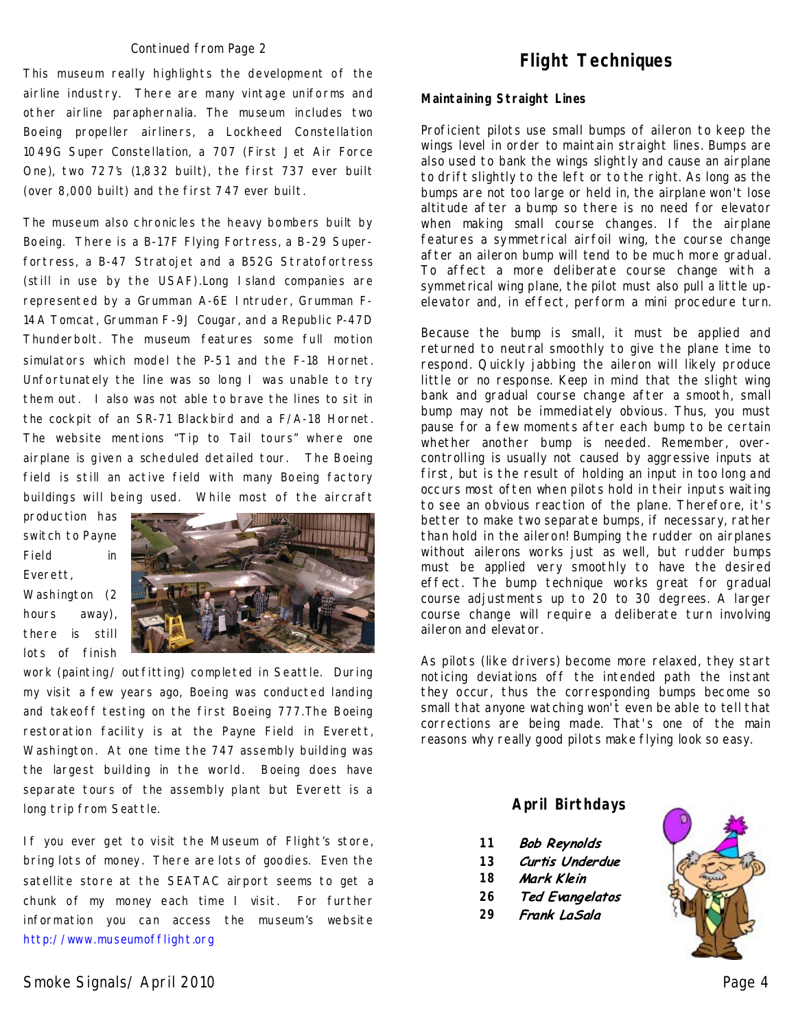Continued from Page 2

This museum really highlights the development of the airline industry. There are many vintage uniforms and other airline paraphernalia. The museum includes two Boeing propeller airliners, a Lockheed Constellation 1049G Super Constellation, a 707 (First Jet Air Force One), two 727's (1,832 built), the first 737 ever built (over 8,000 built) and the first 747 ever built.

The museum also chronicles the heavy bombers built by Boeing. There is a B-17F Flying Fortress, a B-29 Superfortress, a B-47 Stratojet and a B52G Stratofortress (still in use by the USAF).Long Island companies are represented by a Grumman A-6E Intruder, Grumman F-14A Tomcat, Grumman F-9J Cougar, and a Republic P-47D Thunderbolt. The museum features some full motion simulators which model the P-51 and the F-18 Hornet. Unfortunately the line was so long I was unable to try them out. I also was not able to brave the lines to sit in the cockpit of an SR-71 Blackbird and a F/A-18 Hornet. The website mentions "Tip to Tail tours" where one airplane is given a scheduled detailed tour. The Boeing field is still an active field with many Boeing factory buildings will being used. While most of the aircraft production has switch to Payne Field in Everett, Washington (2 hours away), there is still lots of finish work (painting/ outfitting) completed in Seattle. During my visit a few years ago, Boeing was conducted landing and takeoff testing on the first Boeing 777.The Boeing restoration facility is at the Payne Field in Everett, Washington. At one time the 747 assembly building was the largest building in the world. Boeing does have separate tours of the assembly plant but Everett is a long trip from Seattle.

If you ever get to visit the Museum of Flight's store, bring lots of money. There are lots of goodies. Even the satellite store at the SEATAC airport seems to get a chunk of my money each time I visit. For further information you can access the museum's website http://www.museumofflight.org

## Flight Techniques

### Maintaining Straight Lines

Proficient pilots use small bumps of aileron to keep the wings level in order to maintain straight lines. Bumps are also used to bank the wings slightly and cause an airplane to drift slightly to the left or to the right. As long as the bumps are not too large or held in, the airplane won't lose altitude after a bump so there is no need for elevator when making small course changes. If the airplane features a symmetrical airfoil wing, the course change after an aileron bump will tend to be much more gradual. To affect a more deliberate course change with a symmetrical wing plane, the pilot must also pull a little up-elevator and, in effect, perform a mini procedure turn.

Because the bump is small, it must be applied and returned to neutral smoothly to give the plane time to respond. Quickly jabbing the aileron will likely produce little or no response. Keep in mind that the slight wing bank and gradual course change after a smooth, small bump may not be immediately obvious. Thus, you must pause for a few moments after each bump to be certain whether another bump is needed. Remember, over-controlling is usually not caused by aggressive inputs at first, but is the result of holding an input in too long and occurs most often when pilots hold in their inputs waiting to see an obvious reaction of the plane. Therefore, it's better to make two separate bumps, if necessary, rather than hold in the aileron! Bumping the rudder on airplanes without ailerons works just as well, but rudder bumps must be applied very smoothly to have the desired effect. The bump technique works great for gradual course adjustments up to 20 to 30 degrees. A larger course change will require a deliberate turn involving aileron and elevator.

As pilots (like drivers) become more relaxed, they start noticing deviations off the intended path the instant they occur, thus the corresponding bumps become so small that anyone watching won't even be able to tell that corrections are being made. That's one of the main reasons why really good pilots make flying look so easy.

### April Birthdays

**11** *Bob Reynolds*
**13** *Curtis Underdue*
**18** *Mark Klein*
**26** *Ted Evangelatos*
**29** *Frank LaSala*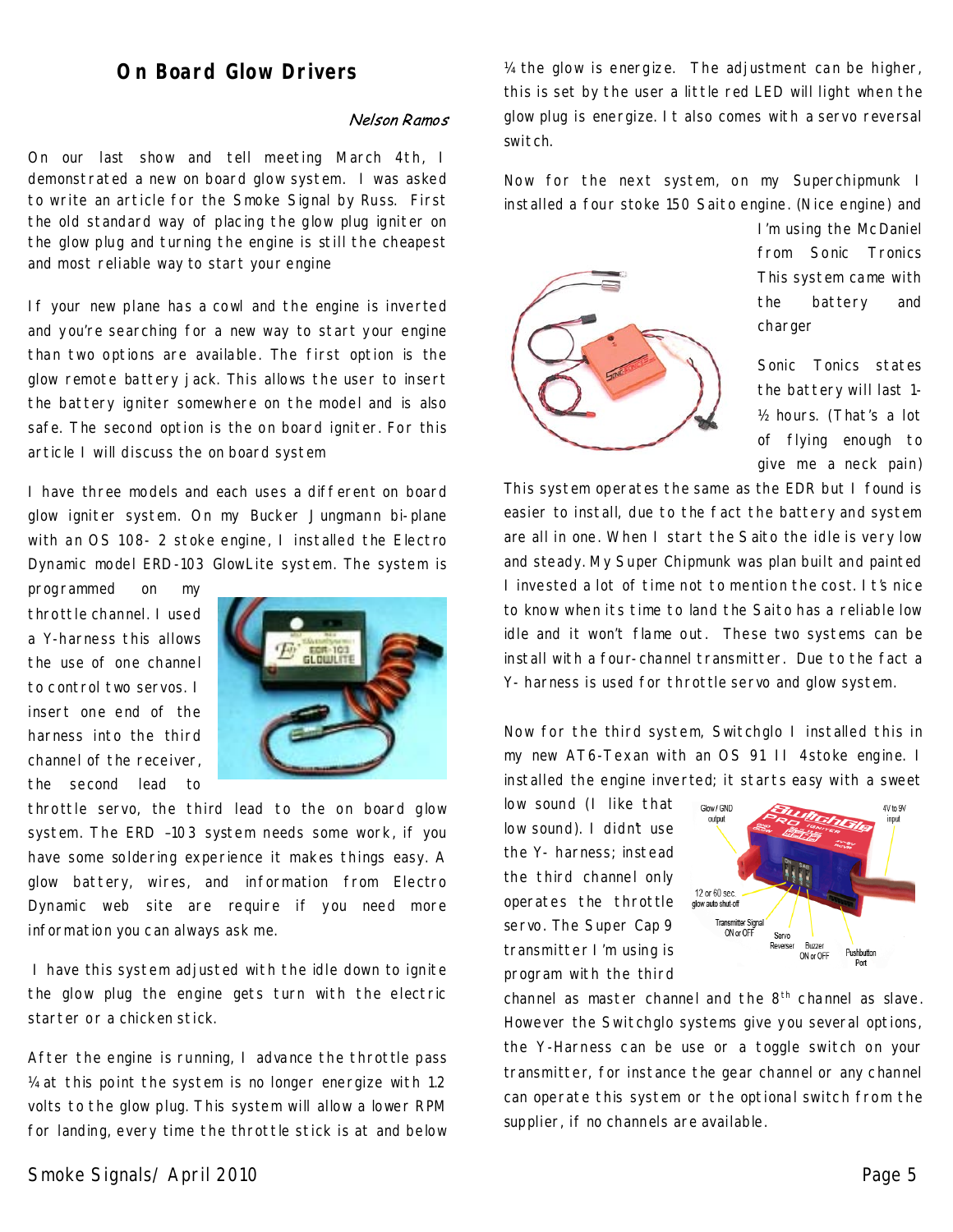## On Board Glow Drivers

*Nelson Ramos*

On our last show and tell meeting March 4th, I demonstrated a new on board glow system. I was asked to write an article for the Smoke Signal by Russ. First the old standard way of placing the glow plug igniter on the glow plug and turning the engine is still the cheapest and most reliable way to start your engine

If your new plane has a cowl and the engine is inverted and you're searching for a new way to start your engine than two options are available. The first option is the glow remote battery jack. This allows the user to insert the battery igniter somewhere on the model and is also safe. The second option is the on board igniter. For this article I will discuss the on board system

I have three models and each uses a different on board glow igniter system. On my Bucker Jungmann bi-plane with an OS 108- 2 stoke engine, I installed the Electro Dynamic model ERD-103 GlowLite system. The system is programmed on my throttle channel. I used a Y-harness this allows the use of one channel to control two servos. I insert one end of the harness into the third channel of the receiver, the second lead to throttle servo, the third lead to the on board glow system. The ERD –103 system needs some work, if you have some soldering experience it makes things easy. A glow battery, wires, and information from Electro Dynamic web site are require if you need more information you can always ask me.

I have this system adjusted with the idle down to ignite the glow plug the engine gets turn with the electric starter or a chicken stick.

After the engine is running, I advance the throttle pass ¼ at this point the system is no longer energize with 1.2 volts to the glow plug. This system will allow a lower RPM for landing, every time the throttle stick is at and below ¼ the glow is energize. The adjustment can be higher, this is set by the user a little red LED will light when the glow plug is energize. It also comes with a servo reversal switch.

Now for the next system, on my Superchipmunk I installed a four stoke 150 Saito engine. (Nice engine) and I'm using the McDaniel from Sonic Tronics This system came with the battery and charger

Sonic Tonics states the battery will last 1-½ hours. (That's a lot of flying enough to give me a neck pain) This system operates the same as the EDR but I found is easier to install, due to the fact the battery and system are all in one. When I start the Saito the idle is very low and steady. My Super Chipmunk was plan built and painted I invested a lot of time not to mention the cost. It's nice to know when its time to land the Saito has a reliable low idle and it won't flame out. These two systems can be install with a four-channel transmitter. Due to the fact a Y- harness is used for throttle servo and glow system.

Now for the third system, Switchglo I installed this in my new AT6-Texan with an OS 91 II 4stoke engine. I installed the engine inverted; it starts easy with a sweet low sound (I like that low sound). I didn't use the Y- harness; instead the third channel only operates the throttle servo. The Super Cap 9 transmitter I'm using is program with the third channel as master channel and the 8th channel as slave. However the Switchglo systems give you several options, the Y-Harness can be use or a toggle switch on your transmitter, for instance the gear channel or any channel can operate this system or the optional switch from the supplier, if no channels are available.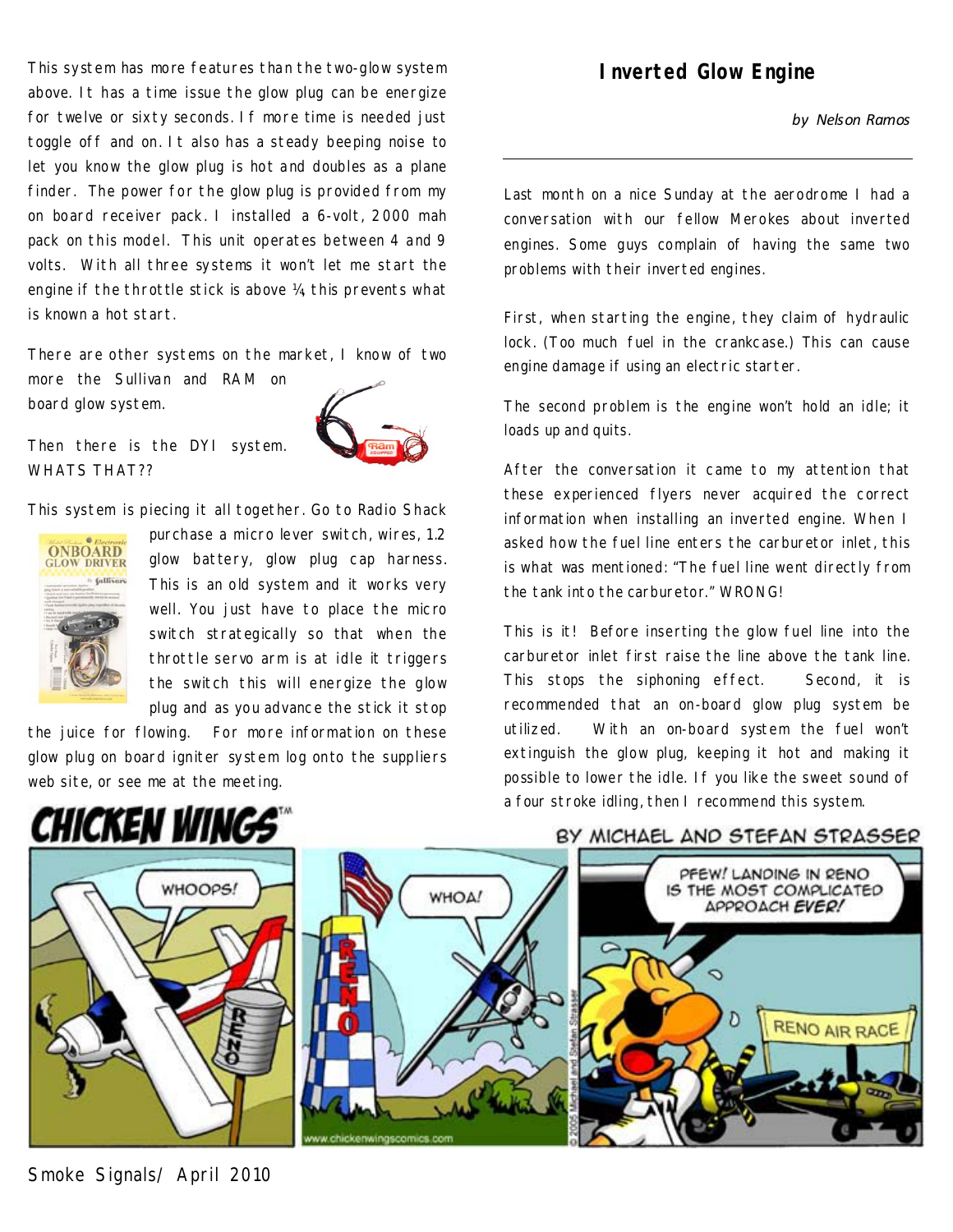This system has more features than the two-glow system above. It has a time issue the glow plug can be energize for twelve or sixty seconds. If more time is needed just toggle off and on. It also has a steady beeping noise to let you know the glow plug is hot and doubles as a plane finder. The power for the glow plug is provided from my on board receiver pack. I installed a 6-volt, 2000 mah pack on this model. This unit operates between 4 and 9 volts. With all three systems it won't let me start the engine if the throttle stick is above ¼ this prevents what is known a hot start.

There are other systems on the market, I know of two more the Sullivan and RAM on board glow system.

Then there is the DYI system. WHATS THAT??

This system is piecing it all together. Go to Radio Shack purchase a micro lever switch, wires, 1.2 glow battery, glow plug cap harness. This is an old system and it works very well. You just have to place the micro switch strategically so that when the throttle servo arm is at idle it triggers the switch this will energize the glow plug and as you advance the stick it stop the juice for flowing. For more information on these glow plug on board igniter system log onto the suppliers web site, or see me at the meeting.

## Inverted Glow Engine

*by Nelson Ramos*

Last month on a nice Sunday at the aerodrome I had a conversation with our fellow Merokes about inverted engines. Some guys complain of having the same two problems with their inverted engines.

First, when starting the engine, they claim of hydraulic lock. (Too much fuel in the crankcase.) This can cause engine damage if using an electric starter.

The second problem is the engine won't hold an idle; it loads up and quits.

After the conversation it came to my attention that these experienced flyers never acquired the correct information when installing an inverted engine. When I asked how the fuel line enters the carburetor inlet, this is what was mentioned: "The fuel line went directly from the tank into the carburetor." WRONG!

This is it! Before inserting the glow fuel line into the carburetor inlet first raise the line above the tank line. This stops the siphoning effect. Second, it is recommended that an on-board glow plug system be utilized. With an on-board system the fuel won't extinguish the glow plug, keeping it hot and making it possible to lower the idle. If you like the sweet sound of a four stroke idling, then I recommend this system.